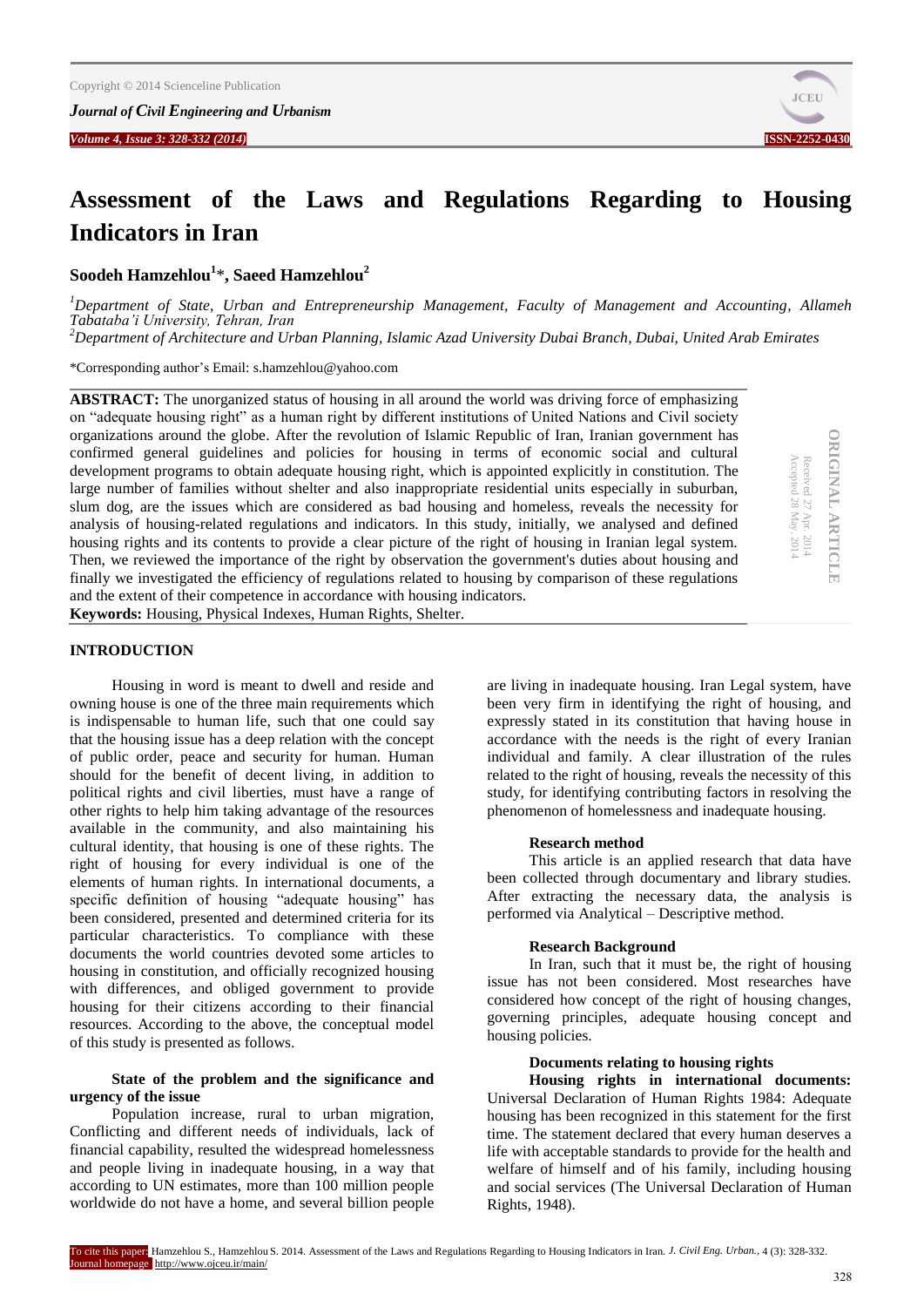# Assessment of the Laws and Regulations Regarding to Housing Indicators in Iran

**Soodeh Hamzehlou[1]\*, Saeed Hamzehlou[2]**

[1] *Department of State, Urban and Entrepreneurship Management, Faculty of Management and Accounting, Allameh Tabataba'i University, Tehran, Iran*

[2] *Department of Architecture and Urban Planning, Islamic Azad University Dubai Branch, Dubai, United Arab Emirates*

\*Corresponding author's Email: s.hamzehlou@yahoo.com

ORIGINAL ARTICLE

Received 27 Apr. 2014
Accepted 28 May. 2014

**ABSTRACT:** The unorganized status of housing in all around the world was driving force of emphasizing on "adequate housing right" as a human right by different institutions of United Nations and Civil society organizations around the globe. After the revolution of Islamic Republic of Iran, Iranian government has confirmed general guidelines and policies for housing in terms of economic social and cultural development programs to obtain adequate housing right, which is appointed explicitly in constitution. The large number of families without shelter and also inappropriate residential units especially in suburban, slum dog, are the issues which are considered as bad housing and homeless, reveals the necessity for analysis of housing-related regulations and indicators. In this study, initially, we analysed and defined housing rights and its contents to provide a clear picture of the right of housing in Iranian legal system. Then, we reviewed the importance of the right by observation the government's duties about housing and finally we investigated the efficiency of regulations related to housing by comparison of these regulations and the extent of their competence in accordance with housing indicators.

**Keywords:** Housing, Physical Indexes, Human Rights, Shelter.

## INTRODUCTION

Housing in word is meant to dwell and reside and owning house is one of the three main requirements which is indispensable to human life, such that one could say that the housing issue has a deep relation with the concept of public order, peace and security for human. Human should for the benefit of decent living, in addition to political rights and civil liberties, must have a range of other rights to help him taking advantage of the resources available in the community, and also maintaining his cultural identity, that housing is one of these rights. The right of housing for every individual is one of the elements of human rights. In international documents, a specific definition of housing "adequate housing" has been considered, presented and determined criteria for its particular characteristics. To compliance with these documents the world countries devoted some articles to housing in constitution, and officially recognized housing with differences, and obliged government to provide housing for their citizens according to their financial resources. According to the above, the conceptual model of this study is presented as follows.

### State of the problem and the significance and urgency of the issue

Population increase, rural to urban migration, Conflicting and different needs of individuals, lack of financial capability, resulted the widespread homelessness and people living in inadequate housing, in a way that according to UN estimates, more than 100 million people worldwide do not have a home, and several billion people are living in inadequate housing. Iran Legal system, have been very firm in identifying the right of housing, and expressly stated in its constitution that having house in accordance with the needs is the right of every Iranian individual and family. A clear illustration of the rules related to the right of housing, reveals the necessity of this study, for identifying contributing factors in resolving the phenomenon of homelessness and inadequate housing.

### Research method

This article is an applied research that data have been collected through documentary and library studies. After extracting the necessary data, the analysis is performed via Analytical – Descriptive method.

### Research Background

In Iran, such that it must be, the right of housing issue has not been considered. Most researches have considered how concept of the right of housing changes, governing principles, adequate housing concept and housing policies.

### Documents relating to housing rights

**Housing rights in international documents:** Universal Declaration of Human Rights 1984: Adequate housing has been recognized in this statement for the first time. The statement declared that every human deserves a life with acceptable standards to provide for the health and welfare of himself and of his family, including housing and social services (The Universal Declaration of Human Rights, 1948).

To cite this paper: Hamzehlou S., Hamzehlou S. 2014. Assessment of the Laws and Regulations Regarding to Housing Indicators in Iran. *J. Civil Eng. Urban.*, 4 (3): 328-332.
Journal homepage: http://www.ojceu.ir/main/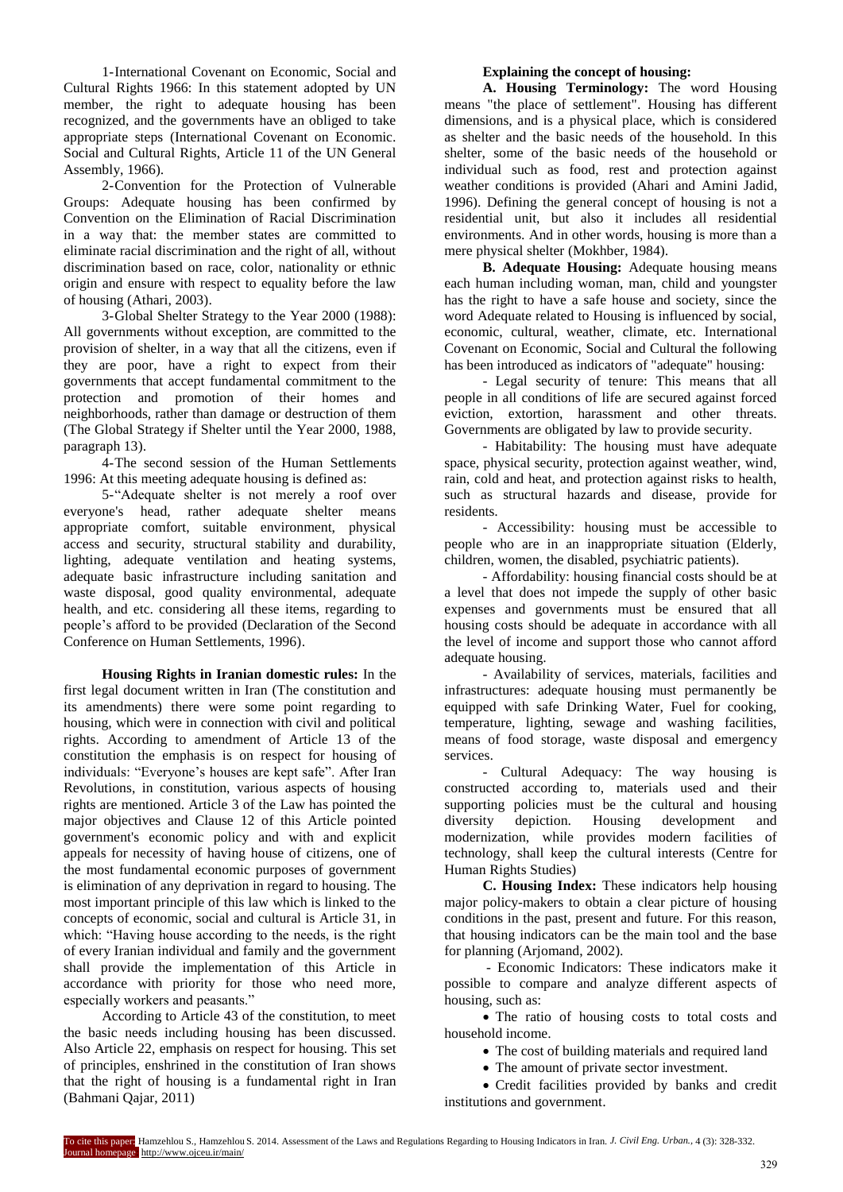1-International Covenant on Economic, Social and Cultural Rights 1966: In this statement adopted by UN member, the right to adequate housing has been recognized, and the governments have an obliged to take appropriate steps (International Covenant on Economic. Social and Cultural Rights, Article 11 of the UN General Assembly, 1966).

2-Convention for the Protection of Vulnerable Groups: Adequate housing has been confirmed by Convention on the Elimination of Racial Discrimination in a way that: the member states are committed to eliminate racial discrimination and the right of all, without discrimination based on race, color, nationality or ethnic origin and ensure with respect to equality before the law of housing (Athari, 2003).

3-Global Shelter Strategy to the Year 2000 (1988): All governments without exception, are committed to the provision of shelter, in a way that all the citizens, even if they are poor, have a right to expect from their governments that accept fundamental commitment to the protection and promotion of their homes and neighborhoods, rather than damage or destruction of them (The Global Strategy if Shelter until the Year 2000, 1988, paragraph 13).

4-The second session of the Human Settlements 1996: At this meeting adequate housing is defined as:

5-"Adequate shelter is not merely a roof over everyone's head, rather adequate shelter means appropriate comfort, suitable environment, physical access and security, structural stability and durability, lighting, adequate ventilation and heating systems, adequate basic infrastructure including sanitation and waste disposal, good quality environmental, adequate health, and etc. considering all these items, regarding to people's afford to be provided (Declaration of the Second Conference on Human Settlements, 1996).

**Housing Rights in Iranian domestic rules:** In the first legal document written in Iran (The constitution and its amendments) there were some point regarding to housing, which were in connection with civil and political rights. According to amendment of Article 13 of the constitution the emphasis is on respect for housing of individuals: "Everyone's houses are kept safe". After Iran Revolutions, in constitution, various aspects of housing rights are mentioned. Article 3 of the Law has pointed the major objectives and Clause 12 of this Article pointed government's economic policy and with and explicit appeals for necessity of having house of citizens, one of the most fundamental economic purposes of government is elimination of any deprivation in regard to housing. The most important principle of this law which is linked to the concepts of economic, social and cultural is Article 31, in which: "Having house according to the needs, is the right of every Iranian individual and family and the government shall provide the implementation of this Article in accordance with priority for those who need more, especially workers and peasants."

According to Article 43 of the constitution, to meet the basic needs including housing has been discussed. Also Article 22, emphasis on respect for housing. This set of principles, enshrined in the constitution of Iran shows that the right of housing is a fundamental right in Iran (Bahmani Qajar, 2011)

**Explaining the concept of housing:**

**A. Housing Terminology:** The word Housing means "the place of settlement". Housing has different dimensions, and is a physical place, which is considered as shelter and the basic needs of the household. In this shelter, some of the basic needs of the household or individual such as food, rest and protection against weather conditions is provided (Ahari and Amini Jadid, 1996). Defining the general concept of housing is not a residential unit, but also it includes all residential environments. And in other words, housing is more than a mere physical shelter (Mokhber, 1984).

**B. Adequate Housing:** Adequate housing means each human including woman, man, child and youngster has the right to have a safe house and society, since the word Adequate related to Housing is influenced by social, economic, cultural, weather, climate, etc. International Covenant on Economic, Social and Cultural the following has been introduced as indicators of "adequate" housing:

- Legal security of tenure: This means that all people in all conditions of life are secured against forced eviction, extortion, harassment and other threats. Governments are obligated by law to provide security.
- Habitability: The housing must have adequate space, physical security, protection against weather, wind, rain, cold and heat, and protection against risks to health, such as structural hazards and disease, provide for residents.
- Accessibility: housing must be accessible to people who are in an inappropriate situation (Elderly, children, women, the disabled, psychiatric patients).
- Affordability: housing financial costs should be at a level that does not impede the supply of other basic expenses and governments must be ensured that all housing costs should be adequate in accordance with all the level of income and support those who cannot afford adequate housing.
- Availability of services, materials, facilities and infrastructures: adequate housing must permanently be equipped with safe Drinking Water, Fuel for cooking, temperature, lighting, sewage and washing facilities, means of food storage, waste disposal and emergency services.
- Cultural Adequacy: The way housing is constructed according to, materials used and their supporting policies must be the cultural and housing diversity depiction. Housing development and modernization, while provides modern facilities of technology, shall keep the cultural interests (Centre for Human Rights Studies)

**C. Housing Index:** These indicators help housing major policy-makers to obtain a clear picture of housing conditions in the past, present and future. For this reason, that housing indicators can be the main tool and the base for planning (Arjomand, 2002).

- Economic Indicators: These indicators make it possible to compare and analyze different aspects of housing, such as:

- The ratio of housing costs to total costs and household income.
- The cost of building materials and required land
- The amount of private sector investment.
- Credit facilities provided by banks and credit institutions and government.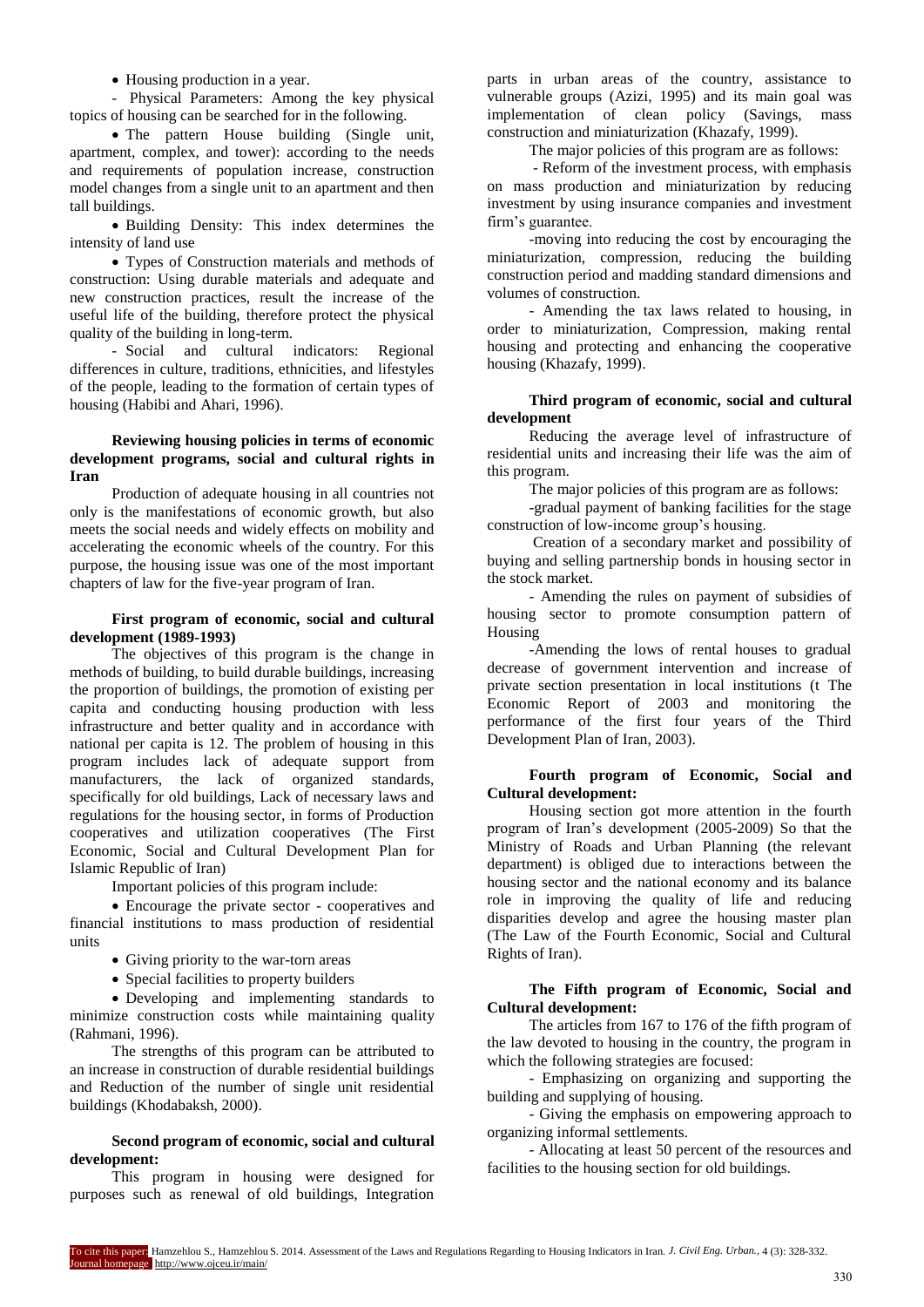- Housing production in a year.

- Physical Parameters: Among the key physical topics of housing can be searched for in the following.

- The pattern House building (Single unit, apartment, complex, and tower): according to the needs and requirements of population increase, construction model changes from a single unit to an apartment and then tall buildings.

- Building Density: This index determines the intensity of land use

- Types of Construction materials and methods of construction: Using durable materials and adequate and new construction practices, result the increase of the useful life of the building, therefore protect the physical quality of the building in long-term.

- Social and cultural indicators: Regional differences in culture, traditions, ethnicities, and lifestyles of the people, leading to the formation of certain types of housing (Habibi and Ahari, 1996).

### Reviewing housing policies in terms of economic development programs, social and cultural rights in Iran

Production of adequate housing in all countries not only is the manifestations of economic growth, but also meets the social needs and widely effects on mobility and accelerating the economic wheels of the country. For this purpose, the housing issue was one of the most important chapters of law for the five-year program of Iran.

### First program of economic, social and cultural development (1989-1993)

The objectives of this program is the change in methods of building, to build durable buildings, increasing the proportion of buildings, the promotion of existing per capita and conducting housing production with less infrastructure and better quality and in accordance with national per capita is 12. The problem of housing in this program includes lack of adequate support from manufacturers, the lack of organized standards, specifically for old buildings, Lack of necessary laws and regulations for the housing sector, in forms of Production cooperatives and utilization cooperatives (The First Economic, Social and Cultural Development Plan for Islamic Republic of Iran)

Important policies of this program include:

- Encourage the private sector - cooperatives and financial institutions to mass production of residential units
- Giving priority to the war-torn areas
- Special facilities to property builders
- Developing and implementing standards to minimize construction costs while maintaining quality (Rahmani, 1996).

The strengths of this program can be attributed to an increase in construction of durable residential buildings and Reduction of the number of single unit residential buildings (Khodabaksh, 2000).

### Second program of economic, social and cultural development:

This program in housing were designed for purposes such as renewal of old buildings, Integration parts in urban areas of the country, assistance to vulnerable groups (Azizi, 1995) and its main goal was implementation of clean policy (Savings, mass construction and miniaturization (Khazafy, 1999).

The major policies of this program are as follows:

- Reform of the investment process, with emphasis on mass production and miniaturization by reducing investment by using insurance companies and investment firm's guarantee.

-moving into reducing the cost by encouraging the miniaturization, compression, reducing the building construction period and madding standard dimensions and volumes of construction.

- Amending the tax laws related to housing, in order to miniaturization, Compression, making rental housing and protecting and enhancing the cooperative housing (Khazafy, 1999).

### Third program of economic, social and cultural development

Reducing the average level of infrastructure of residential units and increasing their life was the aim of this program.

The major policies of this program are as follows:

-gradual payment of banking facilities for the stage construction of low-income group's housing.

Creation of a secondary market and possibility of buying and selling partnership bonds in housing sector in the stock market.

- Amending the rules on payment of subsidies of housing sector to promote consumption pattern of Housing

-Amending the lows of rental houses to gradual decrease of government intervention and increase of private section presentation in local institutions (t The Economic Report of 2003 and monitoring the performance of the first four years of the Third Development Plan of Iran, 2003).

### Fourth program of Economic, Social and Cultural development:

Housing section got more attention in the fourth program of Iran's development (2005-2009) So that the Ministry of Roads and Urban Planning (the relevant department) is obliged due to interactions between the housing sector and the national economy and its balance role in improving the quality of life and reducing disparities develop and agree the housing master plan (The Law of the Fourth Economic, Social and Cultural Rights of Iran).

### The Fifth program of Economic, Social and Cultural development:

The articles from 167 to 176 of the fifth program of the law devoted to housing in the country, the program in which the following strategies are focused:

- Emphasizing on organizing and supporting the building and supplying of housing.

- Giving the emphasis on empowering approach to organizing informal settlements.

- Allocating at least 50 percent of the resources and facilities to the housing section for old buildings.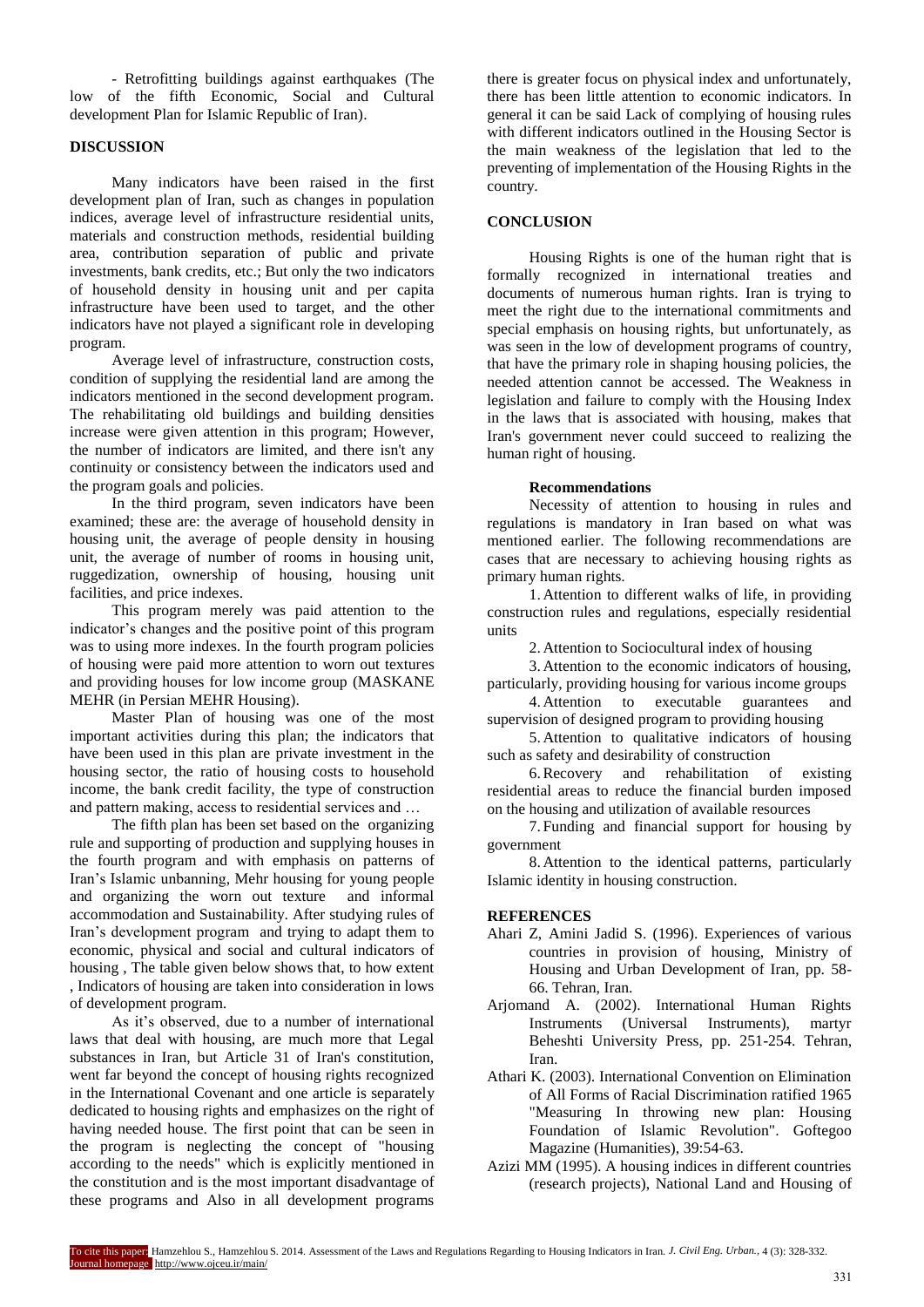- Retrofitting buildings against earthquakes (The low of the fifth Economic, Social and Cultural development Plan for Islamic Republic of Iran).

## DISCUSSION

Many indicators have been raised in the first development plan of Iran, such as changes in population indices, average level of infrastructure residential units, materials and construction methods, residential building area, contribution separation of public and private investments, bank credits, etc.; But only the two indicators of household density in housing unit and per capita infrastructure have been used to target, and the other indicators have not played a significant role in developing program.

Average level of infrastructure, construction costs, condition of supplying the residential land are among the indicators mentioned in the second development program. The rehabilitating old buildings and building densities increase were given attention in this program; However, the number of indicators are limited, and there isn't any continuity or consistency between the indicators used and the program goals and policies.

In the third program, seven indicators have been examined; these are: the average of household density in housing unit, the average of people density in housing unit, the average of number of rooms in housing unit, ruggedization, ownership of housing, housing unit facilities, and price indexes.

This program merely was paid attention to the indicator's changes and the positive point of this program was to using more indexes. In the fourth program policies of housing were paid more attention to worn out textures and providing houses for low income group (MASKANE MEHR (in Persian MEHR Housing).

Master Plan of housing was one of the most important activities during this plan; the indicators that have been used in this plan are private investment in the housing sector, the ratio of housing costs to household income, the bank credit facility, the type of construction and pattern making, access to residential services and …

The fifth plan has been set based on the organizing rule and supporting of production and supplying houses in the fourth program and with emphasis on patterns of Iran's Islamic unbanning, Mehr housing for young people and organizing the worn out texture and informal accommodation and Sustainability. After studying rules of Iran's development program and trying to adapt them to economic, physical and social and cultural indicators of housing , The table given below shows that, to how extent , Indicators of housing are taken into consideration in lows of development program.

As it's observed, due to a number of international laws that deal with housing, are much more that Legal substances in Iran, but Article 31 of Iran's constitution, went far beyond the concept of housing rights recognized in the International Covenant and one article is separately dedicated to housing rights and emphasizes on the right of having needed house. The first point that can be seen in the program is neglecting the concept of "housing according to the needs" which is explicitly mentioned in the constitution and is the most important disadvantage of these programs and Also in all development programs there is greater focus on physical index and unfortunately, there has been little attention to economic indicators. In general it can be said Lack of complying of housing rules with different indicators outlined in the Housing Sector is the main weakness of the legislation that led to the preventing of implementation of the Housing Rights in the country.

## CONCLUSION

Housing Rights is one of the human right that is formally recognized in international treaties and documents of numerous human rights. Iran is trying to meet the right due to the international commitments and special emphasis on housing rights, but unfortunately, as was seen in the low of development programs of country, that have the primary role in shaping housing policies, the needed attention cannot be accessed. The Weakness in legislation and failure to comply with the Housing Index in the laws that is associated with housing, makes that Iran's government never could succeed to realizing the human right of housing.

### Recommendations

Necessity of attention to housing in rules and regulations is mandatory in Iran based on what was mentioned earlier. The following recommendations are cases that are necessary to achieving housing rights as primary human rights.

1. Attention to different walks of life, in providing construction rules and regulations, especially residential units
2. Attention to Sociocultural index of housing
3. Attention to the economic indicators of housing, particularly, providing housing for various income groups
4. Attention to executable guarantees and supervision of designed program to providing housing
5. Attention to qualitative indicators of housing such as safety and desirability of construction
6. Recovery and rehabilitation of existing residential areas to reduce the financial burden imposed on the housing and utilization of available resources
7. Funding and financial support for housing by government
8. Attention to the identical patterns, particularly Islamic identity in housing construction.

## REFERENCES

Ahari Z, Amini Jadid S. (1996). Experiences of various countries in provision of housing, Ministry of Housing and Urban Development of Iran, pp. 58-66. Tehran, Iran.

Arjomand A. (2002). International Human Rights Instruments (Universal Instruments), martyr Beheshti University Press, pp. 251-254. Tehran, Iran.

Athari K. (2003). International Convention on Elimination of All Forms of Racial Discrimination ratified 1965 "Measuring In throwing new plan: Housing Foundation of Islamic Revolution". Goftegoo Magazine (Humanities), 39:54-63.

Azizi MM (1995). A housing indices in different countries (research projects), National Land and Housing of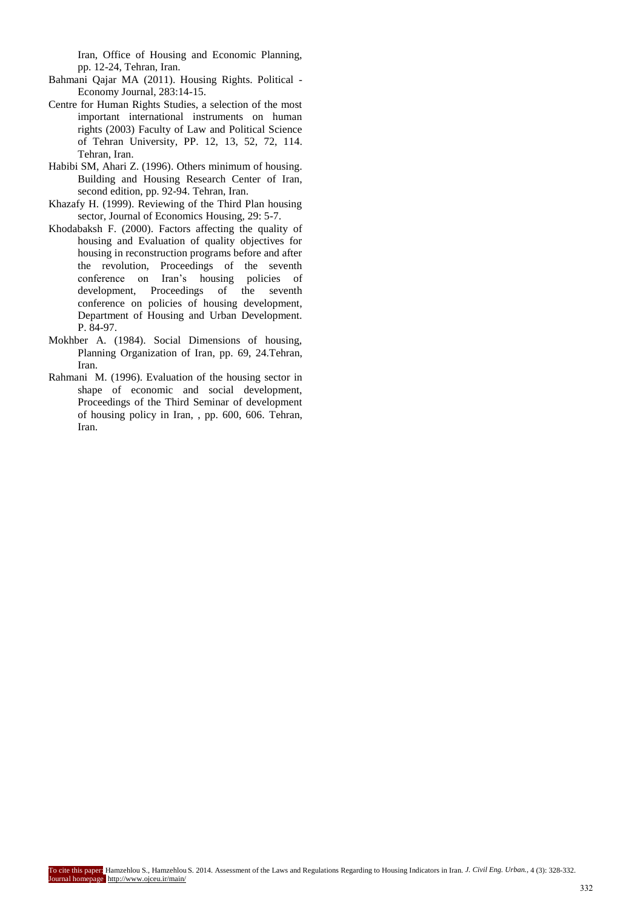Iran, Office of Housing and Economic Planning, pp. 12-24, Tehran, Iran.

Bahmani Qajar MA (2011). Housing Rights. Political - Economy Journal, 283:14-15.

Centre for Human Rights Studies, a selection of the most important international instruments on human rights (2003) Faculty of Law and Political Science of Tehran University, PP. 12, 13, 52, 72, 114. Tehran, Iran.

Habibi SM, Ahari Z. (1996). Others minimum of housing. Building and Housing Research Center of Iran, second edition, pp. 92-94. Tehran, Iran.

Khazafy H. (1999). Reviewing of the Third Plan housing sector, Journal of Economics Housing, 29: 5-7.

Khodabaksh F. (2000). Factors affecting the quality of housing and Evaluation of quality objectives for housing in reconstruction programs before and after the revolution, Proceedings of the seventh conference on Iran's housing policies of development, Proceedings of the seventh conference on policies of housing development, Department of Housing and Urban Development. P. 84-97.

Mokhber A. (1984). Social Dimensions of housing, Planning Organization of Iran, pp. 69, 24.Tehran, Iran.

Rahmani M. (1996). Evaluation of the housing sector in shape of economic and social development, Proceedings of the Third Seminar of development of housing policy in Iran, , pp. 600, 606. Tehran, Iran.